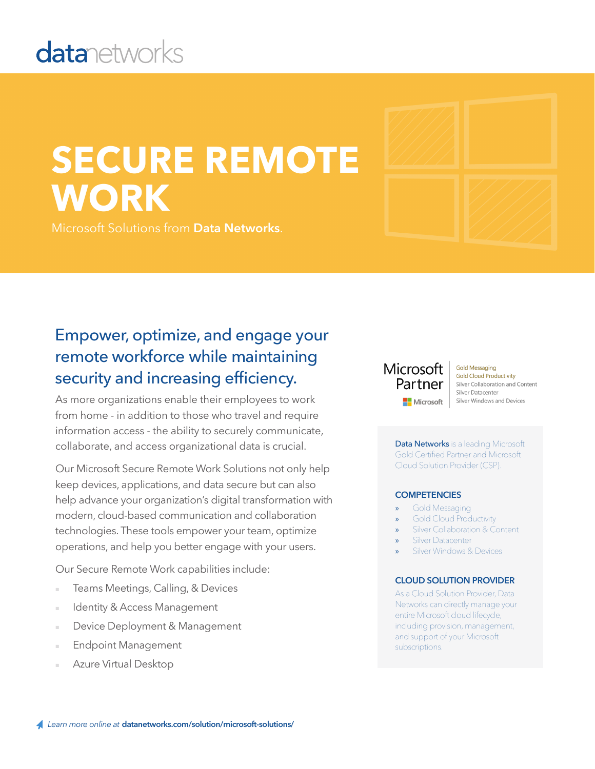datanetworks

# SECURE REMOTE WORK

Microsoft Solutions from **Data Networks**.

## Empower, optimize, and engage your remote workforce while maintaining security and increasing efficiency.

As more organizations enable their employees to work from home - in addition to those who travel and require information access - the ability to securely communicate, collaborate, and access organizational data is crucial.

Our Microsoft Secure Remote Work Solutions not only help keep devices, applications, and data secure but can also help advance your organization's digital transformation with modern, cloud-based communication and collaboration technologies. These tools empower your team, optimize operations, and help you better engage with your users.

Our Secure Remote Work capabilities include:

- Teams Meetings, Calling, & Devices
- Identity & Access Management
- Device Deployment & Management
- Endpoint Management
- Azure Virtual Desktop

Microsoft Partner

Gold Messaging
Gold Cloud Productivity
Silver Collaboration and Content
Silver Datacenter
Silver Windows and Devices

**Data Networks** is a leading Microsoft Gold Certified Partner and Microsoft Cloud Solution Provider (CSP).

### COMPETENCIES

- Gold Messaging
- Gold Cloud Productivity
- Silver Collaboration & Content
- Silver Datacenter
- Silver Windows & Devices

### CLOUD SOLUTION PROVIDER

As a Cloud Solution Provider, Data Networks can directly manage your entire Microsoft cloud lifecycle, including provision, management, and support of your Microsoft subscriptions.

*Learn more online at* **datanetworks.com/solution/microsoft-solutions/**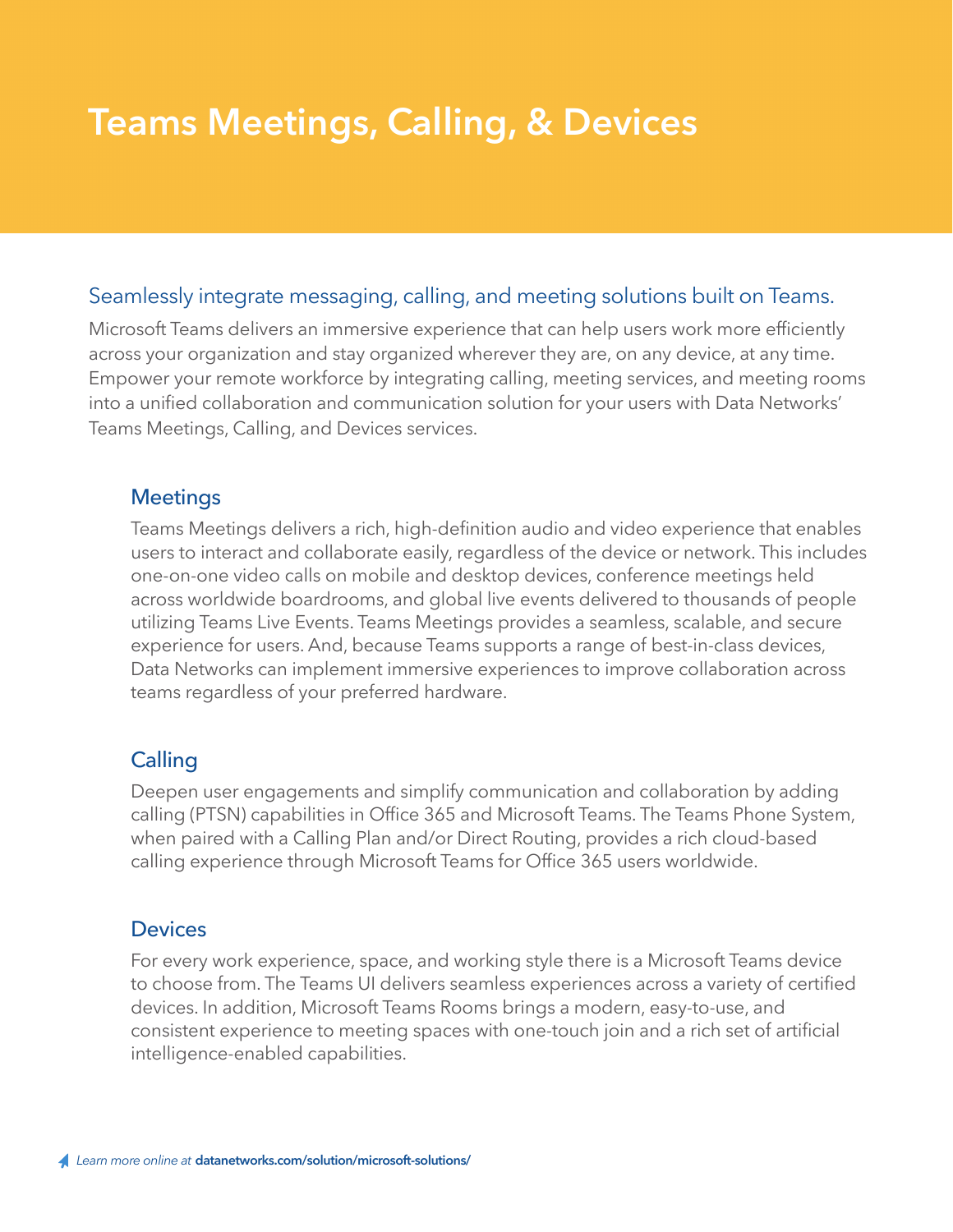# Teams Meetings, Calling, & Devices

## Seamlessly integrate messaging, calling, and meeting solutions built on Teams.

Microsoft Teams delivers an immersive experience that can help users work more efficiently across your organization and stay organized wherever they are, on any device, at any time. Empower your remote workforce by integrating calling, meeting services, and meeting rooms into a unified collaboration and communication solution for your users with Data Networks' Teams Meetings, Calling, and Devices services.

### Meetings

Teams Meetings delivers a rich, high-definition audio and video experience that enables users to interact and collaborate easily, regardless of the device or network. This includes one-on-one video calls on mobile and desktop devices, conference meetings held across worldwide boardrooms, and global live events delivered to thousands of people utilizing Teams Live Events. Teams Meetings provides a seamless, scalable, and secure experience for users. And, because Teams supports a range of best-in-class devices, Data Networks can implement immersive experiences to improve collaboration across teams regardless of your preferred hardware.

### Calling

Deepen user engagements and simplify communication and collaboration by adding calling (PTSN) capabilities in Office 365 and Microsoft Teams. The Teams Phone System, when paired with a Calling Plan and/or Direct Routing, provides a rich cloud-based calling experience through Microsoft Teams for Office 365 users worldwide.

### Devices

For every work experience, space, and working style there is a Microsoft Teams device to choose from. The Teams UI delivers seamless experiences across a variety of certified devices. In addition, Microsoft Teams Rooms brings a modern, easy-to-use, and consistent experience to meeting spaces with one-touch join and a rich set of artificial intelligence-enabled capabilities.

*Learn more online at* **datanetworks.com/solution/microsoft-solutions/**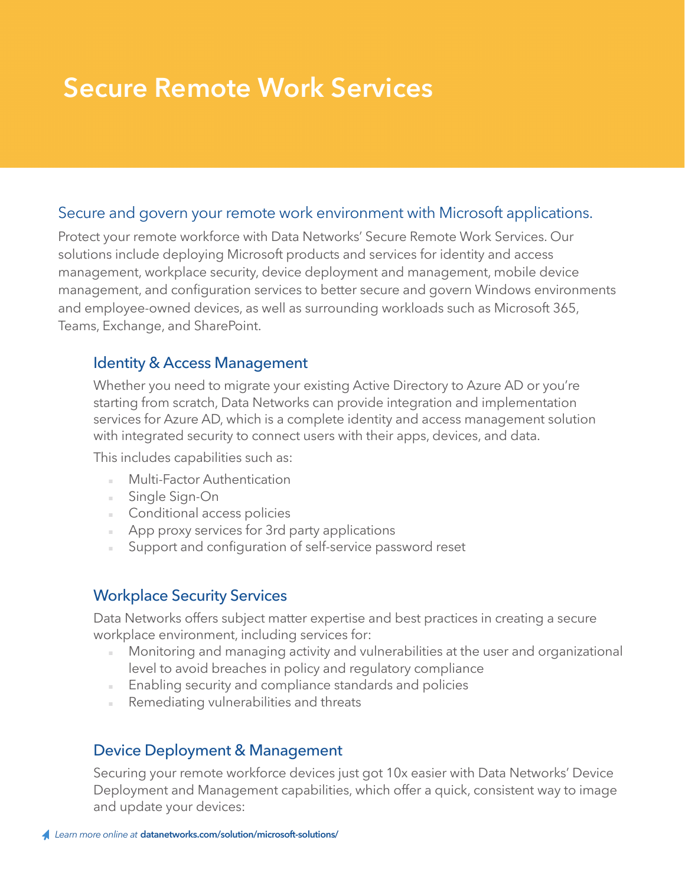# Secure Remote Work Services

## Secure and govern your remote work environment with Microsoft applications.

Protect your remote workforce with Data Networks' Secure Remote Work Services. Our solutions include deploying Microsoft products and services for identity and access management, workplace security, device deployment and management, mobile device management, and configuration services to better secure and govern Windows environments and employee-owned devices, as well as surrounding workloads such as Microsoft 365, Teams, Exchange, and SharePoint.

### Identity & Access Management

Whether you need to migrate your existing Active Directory to Azure AD or you're starting from scratch, Data Networks can provide integration and implementation services for Azure AD, which is a complete identity and access management solution with integrated security to connect users with their apps, devices, and data.

This includes capabilities such as:

- Multi-Factor Authentication
- Single Sign-On
- Conditional access policies
- App proxy services for 3rd party applications
- Support and configuration of self-service password reset

### Workplace Security Services

Data Networks offers subject matter expertise and best practices in creating a secure workplace environment, including services for:

- Monitoring and managing activity and vulnerabilities at the user and organizational level to avoid breaches in policy and regulatory compliance
- Enabling security and compliance standards and policies
- Remediating vulnerabilities and threats

### Device Deployment & Management

Securing your remote workforce devices just got 10x easier with Data Networks' Device Deployment and Management capabilities, which offer a quick, consistent way to image and update your devices:

*Learn more online at* **datanetworks.com/solution/microsoft-solutions/**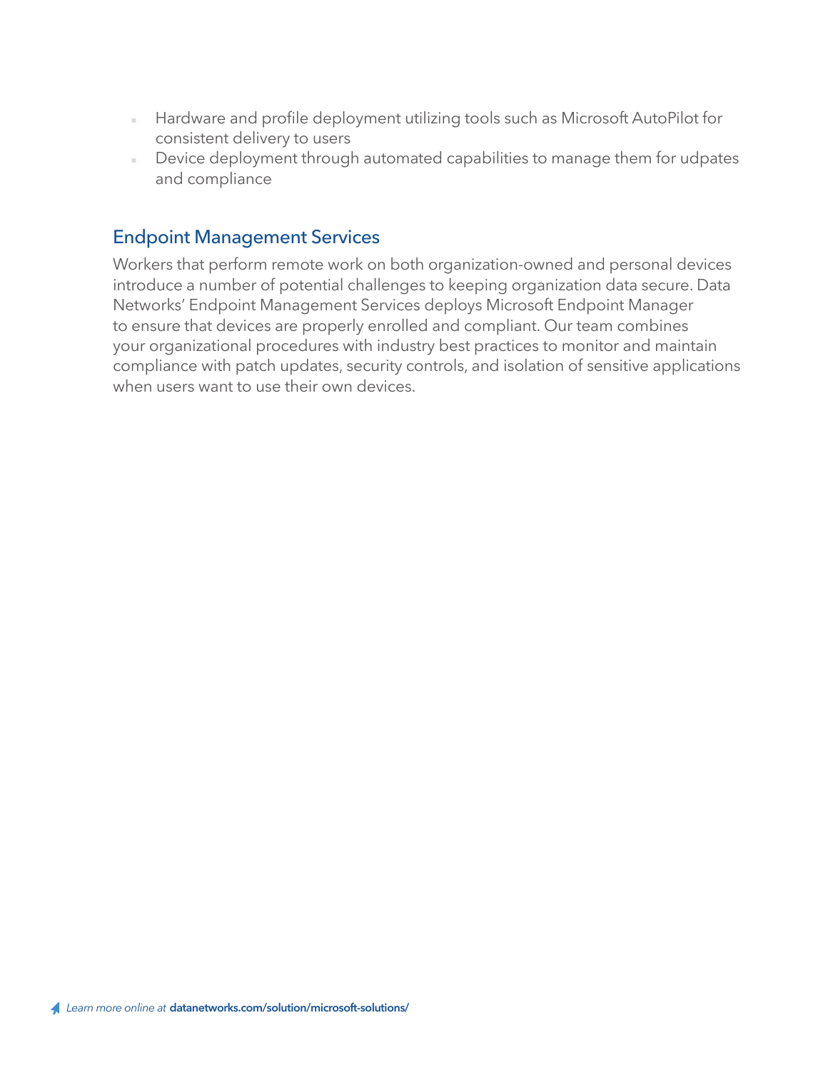- Hardware and profile deployment utilizing tools such as Microsoft AutoPilot for consistent delivery to users
- Device deployment through automated capabilities to manage them for udpates and compliance

## Endpoint Management Services

Workers that perform remote work on both organization-owned and personal devices introduce a number of potential challenges to keeping organization data secure. Data Networks' Endpoint Management Services deploys Microsoft Endpoint Manager to ensure that devices are properly enrolled and compliant. Our team combines your organizational procedures with industry best practices to monitor and maintain compliance with patch updates, security controls, and isolation of sensitive applications when users want to use their own devices.

*Learn more online at* **datanetworks.com/solution/microsoft-solutions/**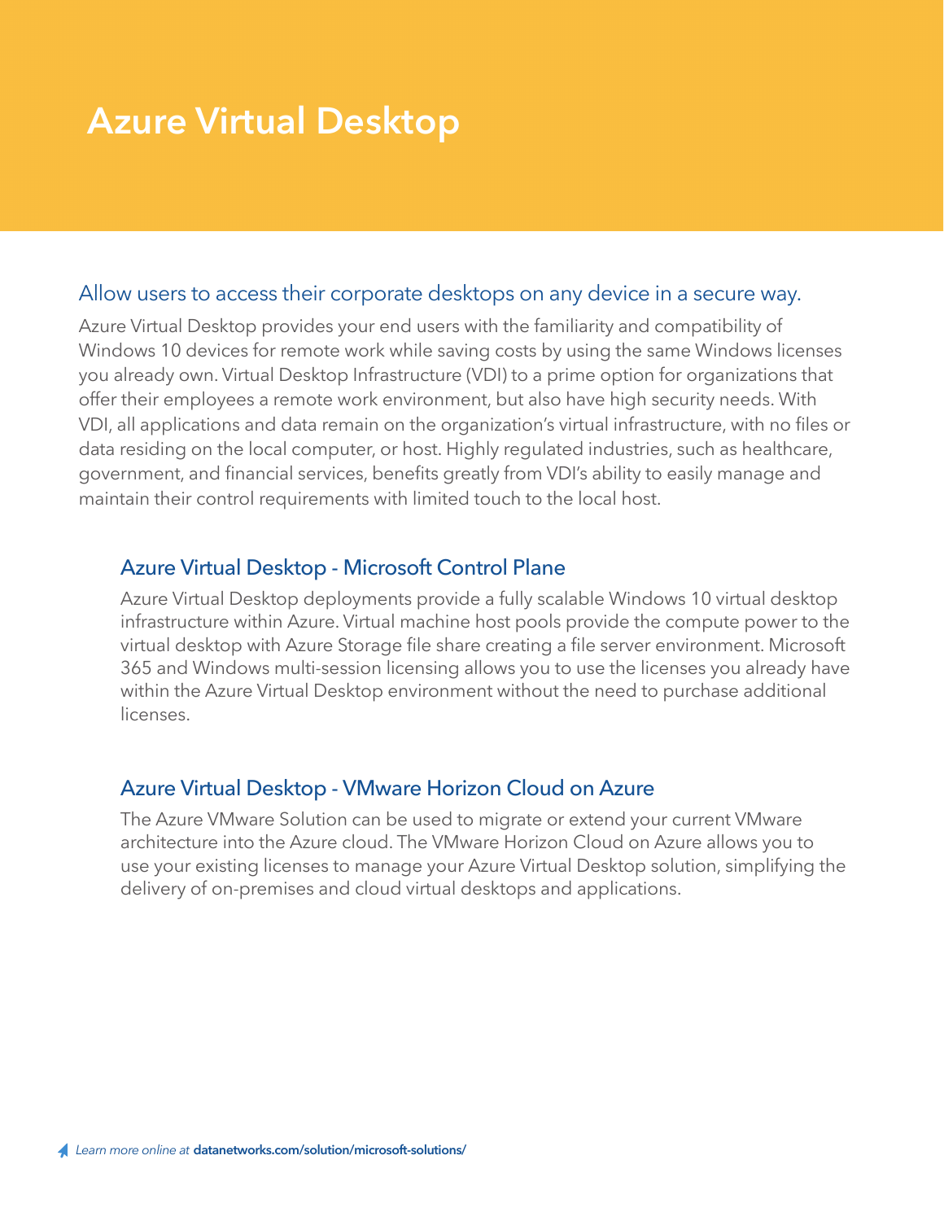# Azure Virtual Desktop

## Allow users to access their corporate desktops on any device in a secure way.

Azure Virtual Desktop provides your end users with the familiarity and compatibility of Windows 10 devices for remote work while saving costs by using the same Windows licenses you already own. Virtual Desktop Infrastructure (VDI) to a prime option for organizations that offer their employees a remote work environment, but also have high security needs. With VDI, all applications and data remain on the organization's virtual infrastructure, with no files or data residing on the local computer, or host. Highly regulated industries, such as healthcare, government, and financial services, benefits greatly from VDI's ability to easily manage and maintain their control requirements with limited touch to the local host.

### Azure Virtual Desktop - Microsoft Control Plane

Azure Virtual Desktop deployments provide a fully scalable Windows 10 virtual desktop infrastructure within Azure. Virtual machine host pools provide the compute power to the virtual desktop with Azure Storage file share creating a file server environment. Microsoft 365 and Windows multi-session licensing allows you to use the licenses you already have within the Azure Virtual Desktop environment without the need to purchase additional licenses.

### Azure Virtual Desktop - VMware Horizon Cloud on Azure

The Azure VMware Solution can be used to migrate or extend your current VMware architecture into the Azure cloud. The VMware Horizon Cloud on Azure allows you to use your existing licenses to manage your Azure Virtual Desktop solution, simplifying the delivery of on-premises and cloud virtual desktops and applications.

*Learn more online at* **datanetworks.com/solution/microsoft-solutions/**